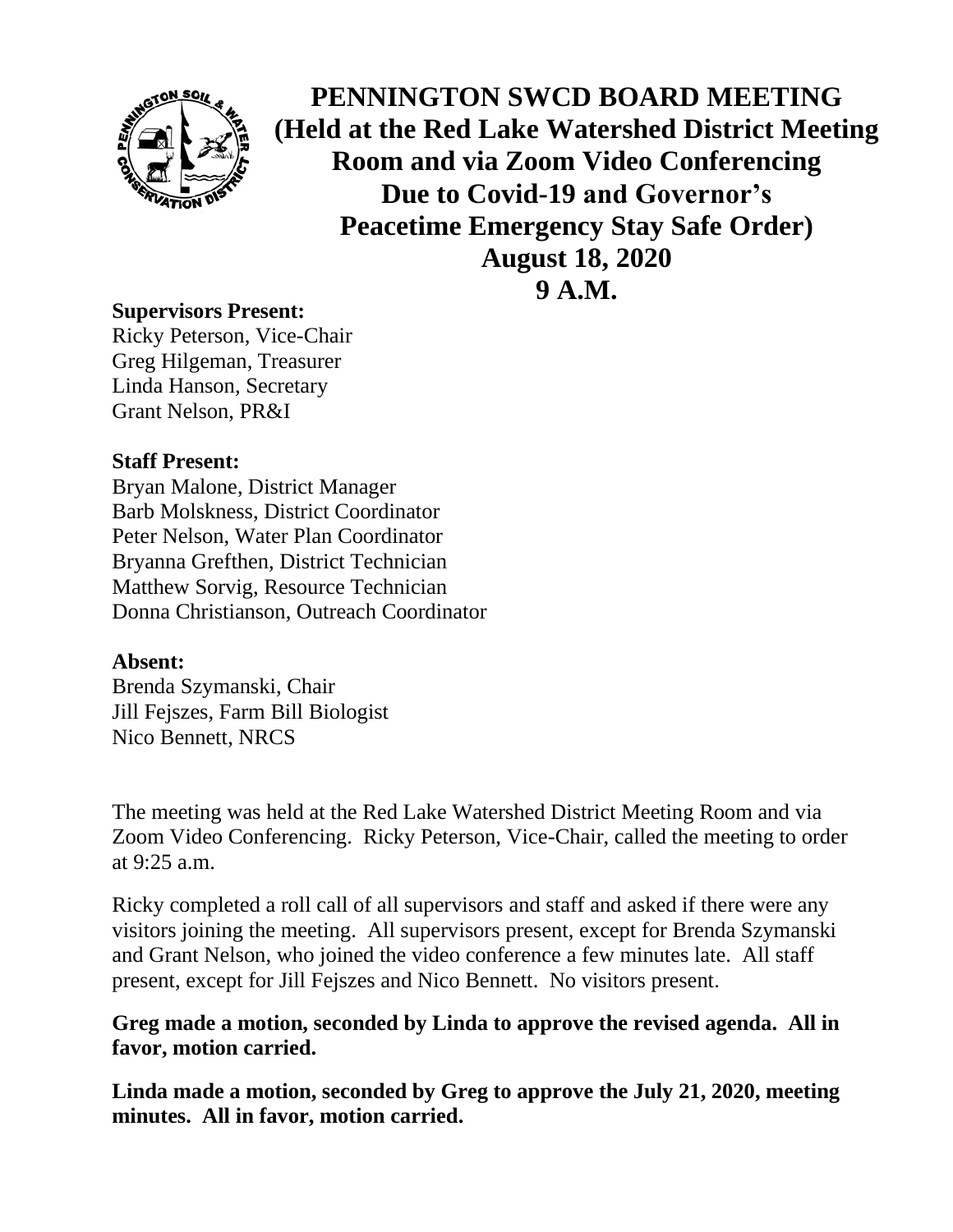# PENNINGTON SWCD BOARD MEETING
## (Held at the Red Lake Watershed District Meeting Room and via Zoom Video Conferencing Due to Covid-19 and Governor's Peacetime Emergency Stay Safe Order)
## August 18, 2020
## 9 A.M.

**Supervisors Present:**
Ricky Peterson, Vice-Chair
Greg Hilgeman, Treasurer
Linda Hanson, Secretary
Grant Nelson, PR&I

**Staff Present:**
Bryan Malone, District Manager
Barb Molskness, District Coordinator
Peter Nelson, Water Plan Coordinator
Bryanna Grefthen, District Technician
Matthew Sorvig, Resource Technician
Donna Christianson, Outreach Coordinator

**Absent:**
Brenda Szymanski, Chair
Jill Fejszes, Farm Bill Biologist
Nico Bennett, NRCS

The meeting was held at the Red Lake Watershed District Meeting Room and via Zoom Video Conferencing. Ricky Peterson, Vice-Chair, called the meeting to order at 9:25 a.m.

Ricky completed a roll call of all supervisors and staff and asked if there were any visitors joining the meeting. All supervisors present, except for Brenda Szymanski and Grant Nelson, who joined the video conference a few minutes late. All staff present, except for Jill Fejszes and Nico Bennett. No visitors present.

**Greg made a motion, seconded by Linda to approve the revised agenda. All in favor, motion carried.**

**Linda made a motion, seconded by Greg to approve the July 21, 2020, meeting minutes. All in favor, motion carried.**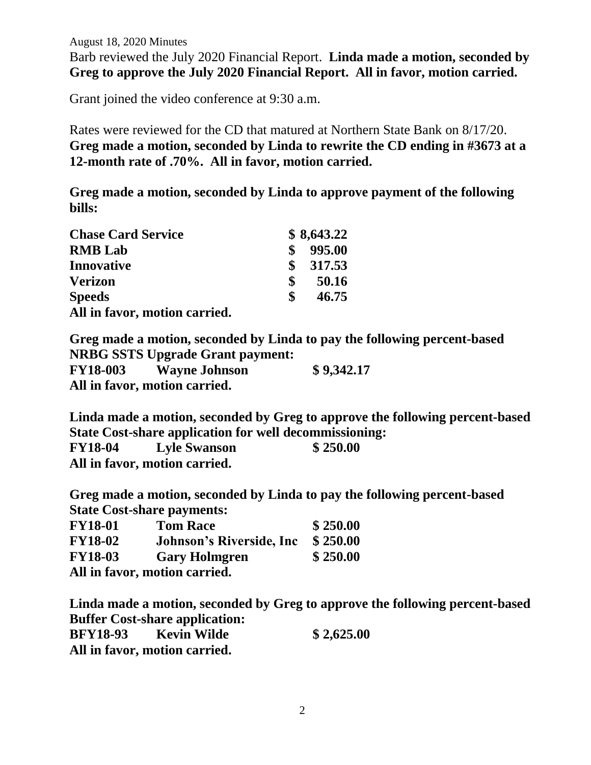August 18, 2020 Minutes

Barb reviewed the July 2020 Financial Report. **Linda made a motion, seconded by Greg to approve the July 2020 Financial Report. All in favor, motion carried.**

Grant joined the video conference at 9:30 a.m.

Rates were reviewed for the CD that matured at Northern State Bank on 8/17/20. **Greg made a motion, seconded by Linda to rewrite the CD ending in #3673 at a 12-month rate of .70%. All in favor, motion carried.**

**Greg made a motion, seconded by Linda to approve payment of the following bills:**

| | |
|---|---|
| **Chase Card Service** | **$ 8,643.22** |
| **RMB Lab** | **$ 995.00** |
| **Innovative** | **$ 317.53** |
| **Verizon** | **$ 50.16** |
| **Speeds** | **$ 46.75** |

**All in favor, motion carried.**

**Greg made a motion, seconded by Linda to pay the following percent-based NRBG SSTS Upgrade Grant payment:**

| | | |
|---|---|---|
| **FY18-003** | **Wayne Johnson** | **$ 9,342.17** |

**All in favor, motion carried.**

**Linda made a motion, seconded by Greg to approve the following percent-based State Cost-share application for well decommissioning:**

| | | |
|---|---|---|
| **FY18-04** | **Lyle Swanson** | **$ 250.00** |

**All in favor, motion carried.**

**Greg made a motion, seconded by Linda to pay the following percent-based State Cost-share payments:**

| | | |
|---|---|---|
| **FY18-01** | **Tom Race** | **$ 250.00** |
| **FY18-02** | **Johnson's Riverside, Inc** | **$ 250.00** |
| **FY18-03** | **Gary Holmgren** | **$ 250.00** |

**All in favor, motion carried.**

**Linda made a motion, seconded by Greg to approve the following percent-based Buffer Cost-share application:**

| | | |
|---|---|---|
| **BFY18-93** | **Kevin Wilde** | **$ 2,625.00** |

**All in favor, motion carried.**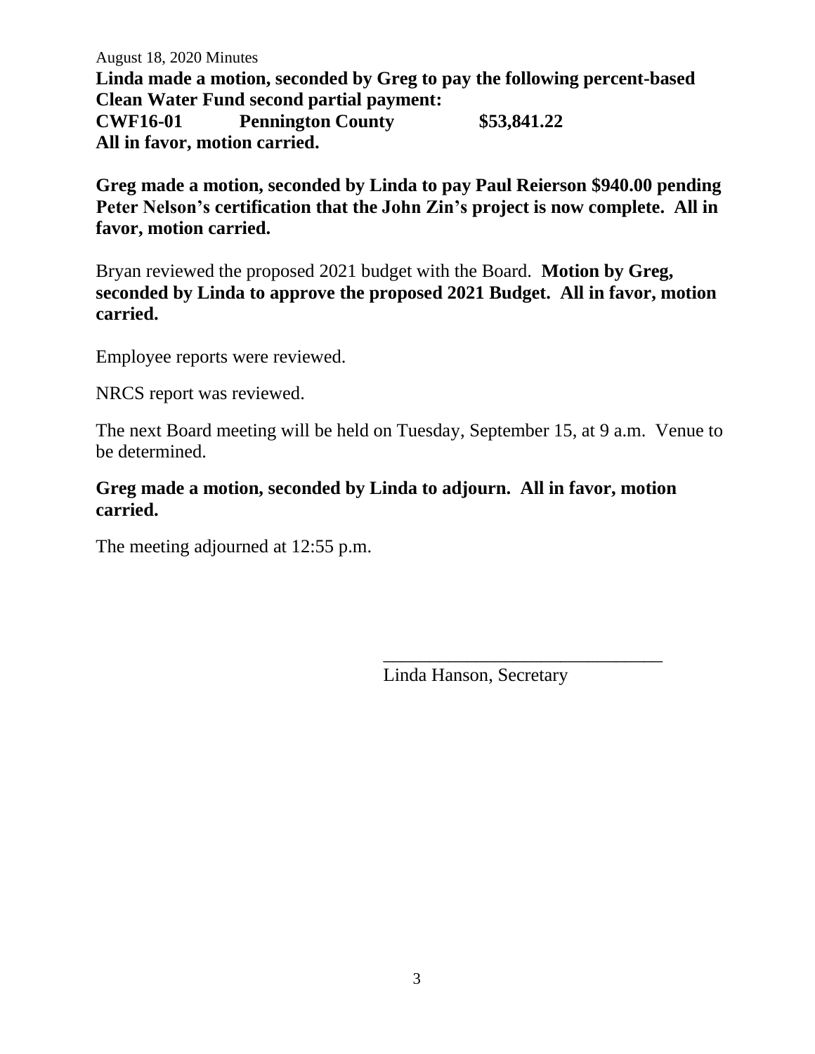**Linda made a motion, seconded by Greg to pay the following percent-based Clean Water Fund second partial payment:**

**CWF16-01 Pennington County $53,841.22**

**All in favor, motion carried.**

**Greg made a motion, seconded by Linda to pay Paul Reierson $940.00 pending Peter Nelson's certification that the John Zin's project is now complete. All in favor, motion carried.**

Bryan reviewed the proposed 2021 budget with the Board. **Motion by Greg, seconded by Linda to approve the proposed 2021 Budget. All in favor, motion carried.**

Employee reports were reviewed.

NRCS report was reviewed.

The next Board meeting will be held on Tuesday, September 15, at 9 a.m. Venue to be determined.

**Greg made a motion, seconded by Linda to adjourn. All in favor, motion carried.**

The meeting adjourned at 12:55 p.m.

\_\_\_\_\_\_\_\_\_\_\_\_\_\_\_\_\_\_\_\_\_\_\_\_\_\_\_\_\_\_\_

Linda Hanson, Secretary